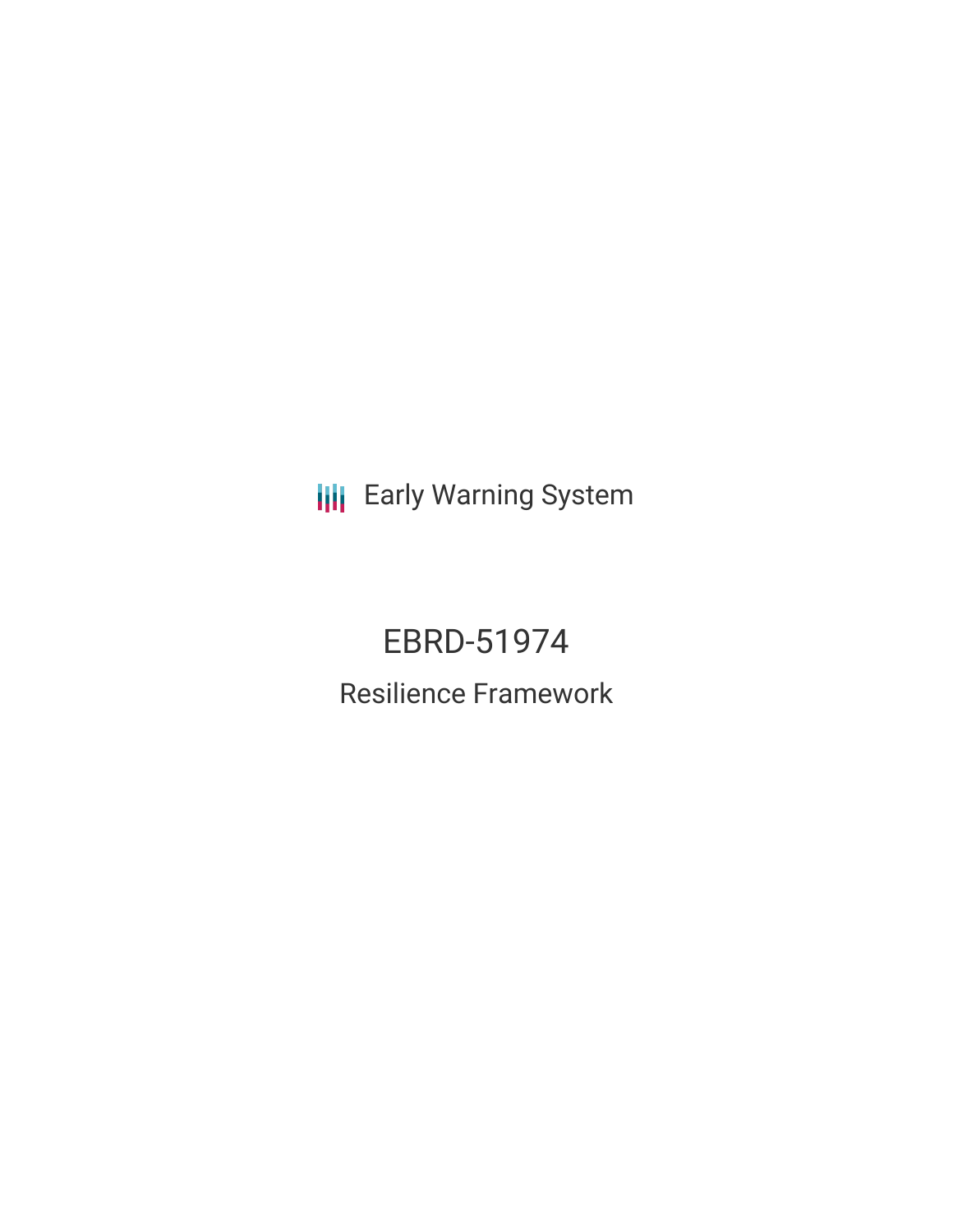Early Warning System

# EBRD-51974

## Resilience Framework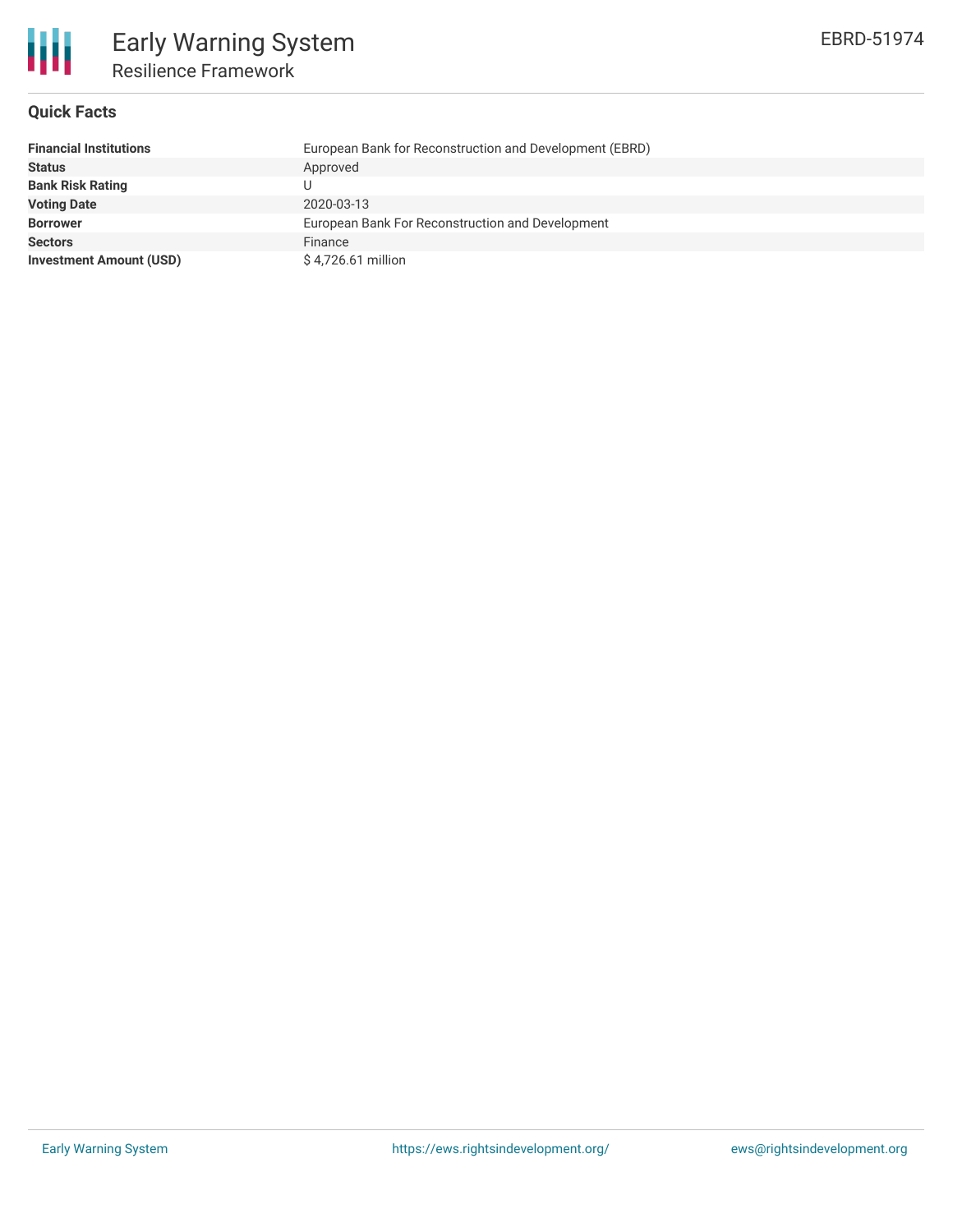# Early Warning System

## Resilience Framework

EBRD-51974

### Quick Facts

| | |
|---|---|
| **Financial Institutions** | European Bank for Reconstruction and Development (EBRD) |
| **Status** | Approved |
| **Bank Risk Rating** | U |
| **Voting Date** | 2020-03-13 |
| **Borrower** | European Bank For Reconstruction and Development |
| **Sectors** | Finance |
| **Investment Amount (USD)** | $ 4,726.61 million |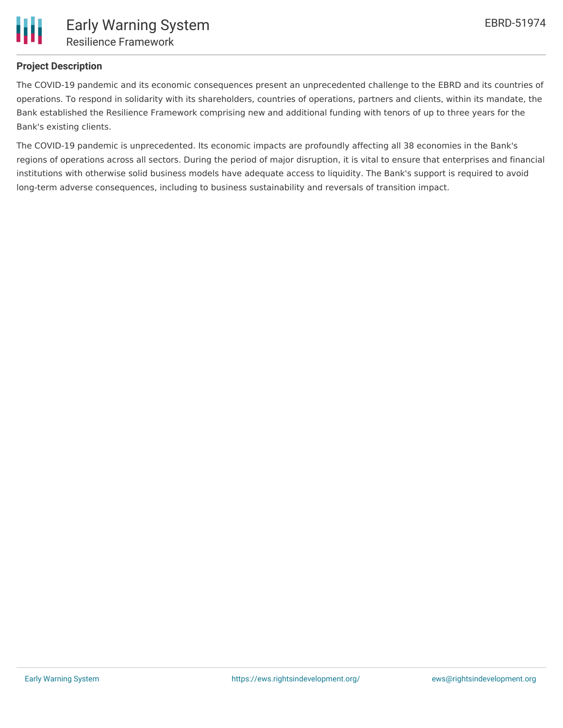### Project Description

The COVID-19 pandemic and its economic consequences present an unprecedented challenge to the EBRD and its countries of operations. To respond in solidarity with its shareholders, countries of operations, partners and clients, within its mandate, the Bank established the Resilience Framework comprising new and additional funding with tenors of up to three years for the Bank's existing clients.

The COVID-19 pandemic is unprecedented. Its economic impacts are profoundly affecting all 38 economies in the Bank's regions of operations across all sectors. During the period of major disruption, it is vital to ensure that enterprises and financial institutions with otherwise solid business models have adequate access to liquidity. The Bank's support is required to avoid long-term adverse consequences, including to business sustainability and reversals of transition impact.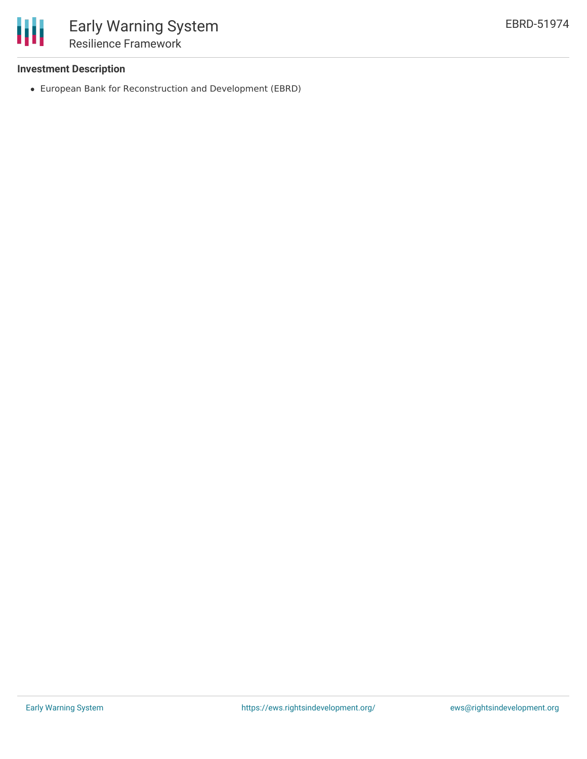### Investment Description

- European Bank for Reconstruction and Development (EBRD)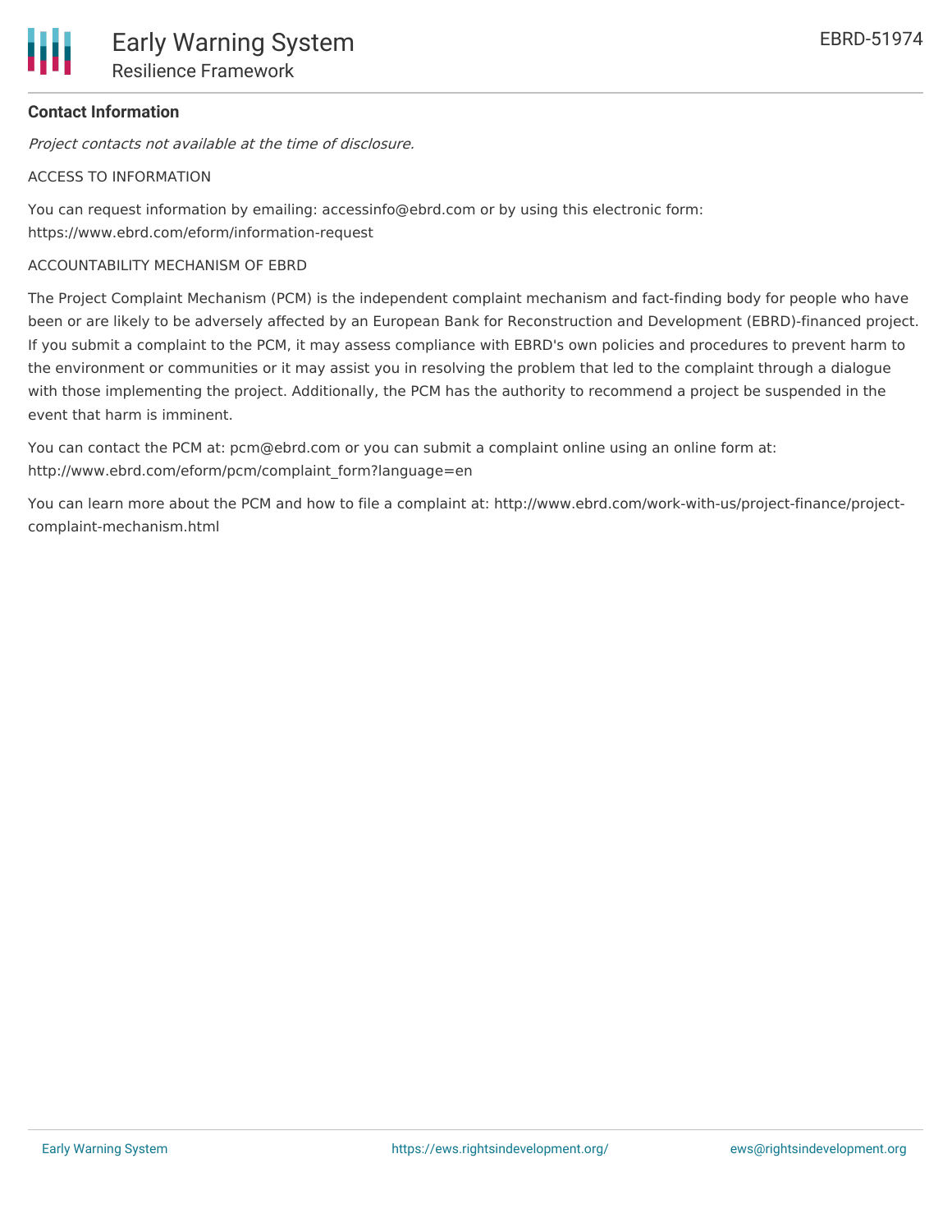## Contact Information

*Project contacts not available at the time of disclosure.*

ACCESS TO INFORMATION

You can request information by emailing: accessinfo@ebrd.com or by using this electronic form: https://www.ebrd.com/eform/information-request

ACCOUNTABILITY MECHANISM OF EBRD

The Project Complaint Mechanism (PCM) is the independent complaint mechanism and fact-finding body for people who have been or are likely to be adversely affected by an European Bank for Reconstruction and Development (EBRD)-financed project. If you submit a complaint to the PCM, it may assess compliance with EBRD's own policies and procedures to prevent harm to the environment or communities or it may assist you in resolving the problem that led to the complaint through a dialogue with those implementing the project. Additionally, the PCM has the authority to recommend a project be suspended in the event that harm is imminent.

You can contact the PCM at: pcm@ebrd.com or you can submit a complaint online using an online form at: http://www.ebrd.com/eform/pcm/complaint_form?language=en

You can learn more about the PCM and how to file a complaint at: http://www.ebrd.com/work-with-us/project-finance/project-complaint-mechanism.html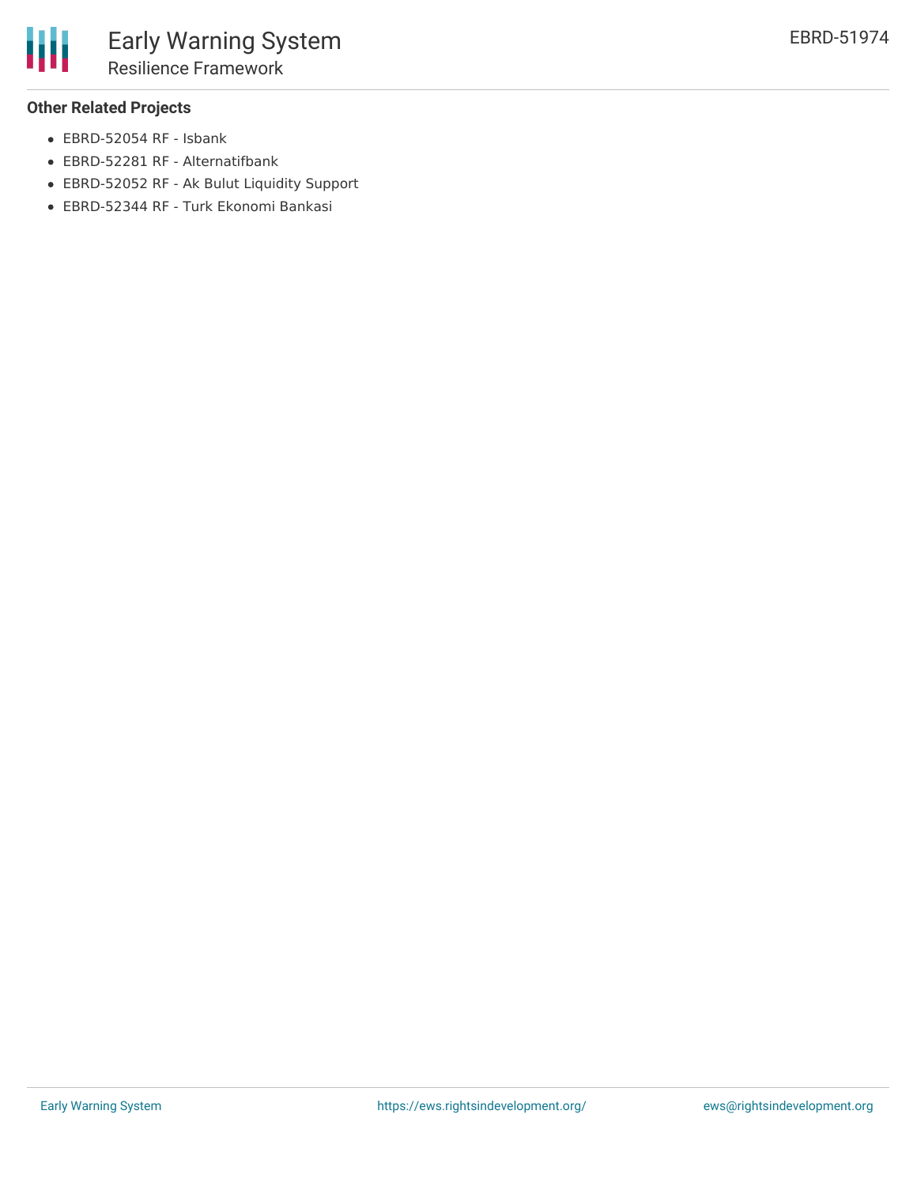**Other Related Projects**

- EBRD-52054 RF - Isbank
- EBRD-52281 RF - Alternatifbank
- EBRD-52052 RF - Ak Bulut Liquidity Support
- EBRD-52344 RF - Turk Ekonomi Bankasi